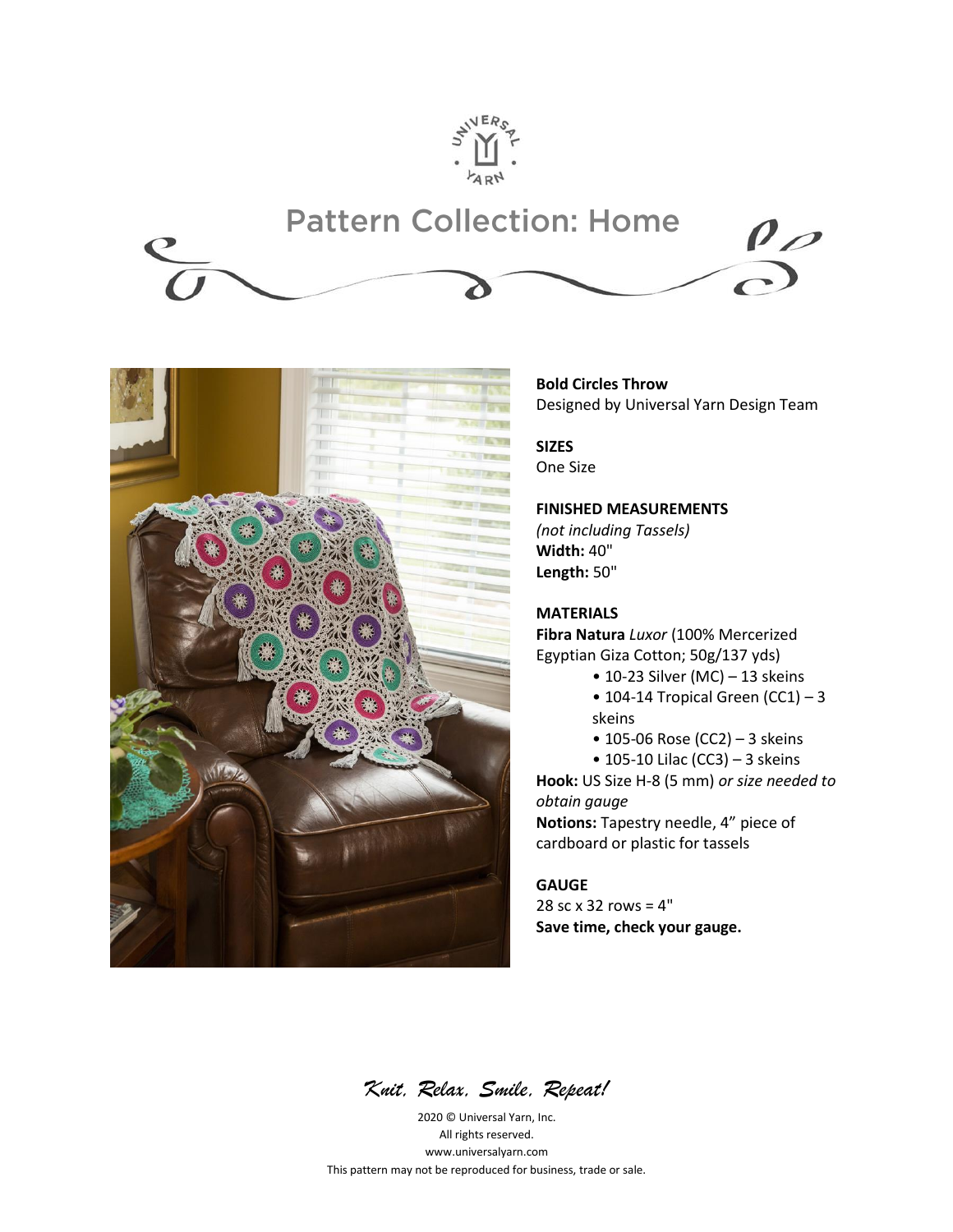# Pattern Collection: Home

**Bold Circles Throw**
Designed by Universal Yarn Design Team

**SIZES**
One Size

**FINISHED MEASUREMENTS**
*(not including Tassels)*
**Width:** 40"
**Length:** 50"

**MATERIALS**
**Fibra Natura** *Luxor* (100% Mercerized Egyptian Giza Cotton; 50g/137 yds)

- 10-23 Silver (MC) – 13 skeins
- 104-14 Tropical Green (CC1) – 3 skeins
- 105-06 Rose (CC2) – 3 skeins
- 105-10 Lilac (CC3) – 3 skeins

**Hook:** US Size H-8 (5 mm) *or size needed to obtain gauge*
**Notions:** Tapestry needle, 4" piece of cardboard or plastic for tassels

**GAUGE**
28 sc x 32 rows = 4"
**Save time, check your gauge.**

*Knit. Relax. Smile. Repeat!*

2020 © Universal Yarn, Inc.
All rights reserved.
www.universalyarn.com
This pattern may not be reproduced for business, trade or sale.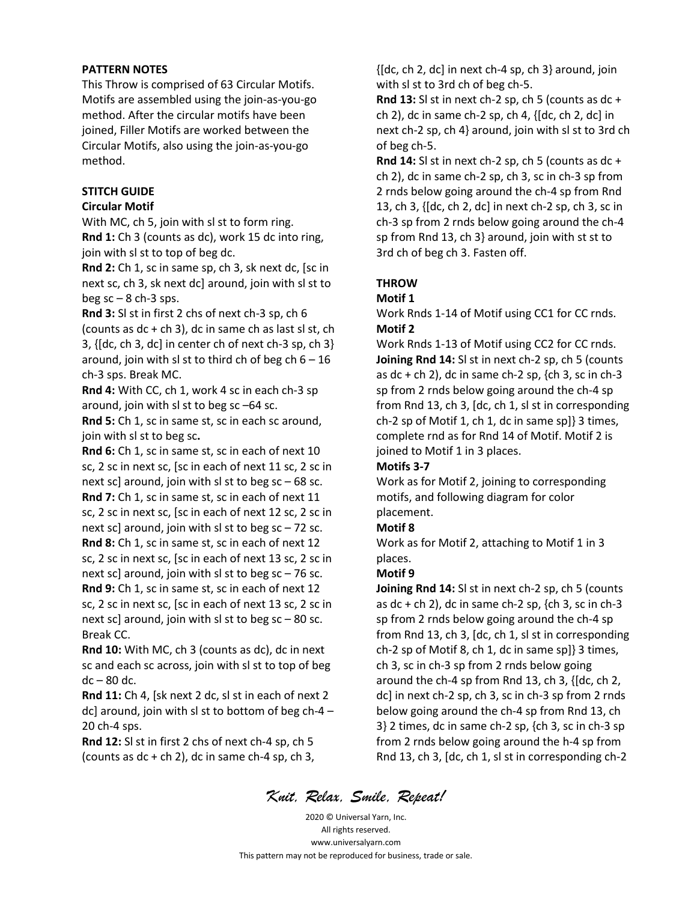**PATTERN NOTES**

This Throw is comprised of 63 Circular Motifs. Motifs are assembled using the join-as-you-go method. After the circular motifs have been joined, Filler Motifs are worked between the Circular Motifs, also using the join-as-you-go method.

**STITCH GUIDE**

**Circular Motif**

With MC, ch 5, join with sl st to form ring.

**Rnd 1:** Ch 3 (counts as dc), work 15 dc into ring, join with sl st to top of beg dc.

**Rnd 2:** Ch 1, sc in same sp, ch 3, sk next dc, [sc in next sc, ch 3, sk next dc] around, join with sl st to beg sc – 8 ch-3 sps.

**Rnd 3:** Sl st in first 2 chs of next ch-3 sp, ch 6 (counts as dc + ch 3), dc in same ch as last sl st, ch 3, {[dc, ch 3, dc] in center ch of next ch-3 sp, ch 3} around, join with sl st to third ch of beg ch 6 – 16 ch-3 sps. Break MC.

**Rnd 4:** With CC, ch 1, work 4 sc in each ch-3 sp around, join with sl st to beg sc –64 sc.

**Rnd 5:** Ch 1, sc in same st, sc in each sc around, join with sl st to beg sc**.**

**Rnd 6:** Ch 1, sc in same st, sc in each of next 10 sc, 2 sc in next sc, [sc in each of next 11 sc, 2 sc in next sc] around, join with sl st to beg sc – 68 sc.

**Rnd 7:** Ch 1, sc in same st, sc in each of next 11 sc, 2 sc in next sc, [sc in each of next 12 sc, 2 sc in next sc] around, join with sl st to beg sc – 72 sc.

**Rnd 8:** Ch 1, sc in same st, sc in each of next 12 sc, 2 sc in next sc, [sc in each of next 13 sc, 2 sc in next sc] around, join with sl st to beg sc – 76 sc.

**Rnd 9:** Ch 1, sc in same st, sc in each of next 12 sc, 2 sc in next sc, [sc in each of next 13 sc, 2 sc in next sc] around, join with sl st to beg sc – 80 sc. Break CC.

**Rnd 10:** With MC, ch 3 (counts as dc), dc in next sc and each sc across, join with sl st to top of beg dc – 80 dc.

**Rnd 11:** Ch 4, [sk next 2 dc, sl st in each of next 2 dc] around, join with sl st to bottom of beg ch-4 – 20 ch-4 sps.

**Rnd 12:** Sl st in first 2 chs of next ch-4 sp, ch 5 (counts as dc + ch 2), dc in same ch-4 sp, ch 3, {[dc, ch 2, dc] in next ch-4 sp, ch 3} around, join with sl st to 3rd ch of beg ch-5.

**Rnd 13:** Sl st in next ch-2 sp, ch 5 (counts as dc + ch 2), dc in same ch-2 sp, ch 4, {[dc, ch 2, dc] in next ch-2 sp, ch 4} around, join with sl st to 3rd ch of beg ch-5.

**Rnd 14:** Sl st in next ch-2 sp, ch 5 (counts as dc + ch 2), dc in same ch-2 sp, ch 3, sc in ch-3 sp from 2 rnds below going around the ch-4 sp from Rnd 13, ch 3, {[dc, ch 2, dc] in next ch-2 sp, ch 3, sc in ch-3 sp from 2 rnds below going around the ch-4 sp from Rnd 13, ch 3} around, join with st st to 3rd ch of beg ch 3. Fasten off.

**THROW**

**Motif 1**

Work Rnds 1-14 of Motif using CC1 for CC rnds.

**Motif 2**

Work Rnds 1-13 of Motif using CC2 for CC rnds.

**Joining Rnd 14:** Sl st in next ch-2 sp, ch 5 (counts as dc + ch 2), dc in same ch-2 sp, {ch 3, sc in ch-3 sp from 2 rnds below going around the ch-4 sp from Rnd 13, ch 3, [dc, ch 1, sl st in corresponding ch-2 sp of Motif 1, ch 1, dc in same sp]} 3 times, complete rnd as for Rnd 14 of Motif. Motif 2 is joined to Motif 1 in 3 places.

**Motifs 3-7**

Work as for Motif 2, joining to corresponding motifs, and following diagram for color placement.

**Motif 8**

Work as for Motif 2, attaching to Motif 1 in 3 places.

**Motif 9**

**Joining Rnd 14:** Sl st in next ch-2 sp, ch 5 (counts as dc + ch 2), dc in same ch-2 sp, {ch 3, sc in ch-3 sp from 2 rnds below going around the ch-4 sp from Rnd 13, ch 3, [dc, ch 1, sl st in corresponding ch-2 sp of Motif 8, ch 1, dc in same sp]} 3 times, ch 3, sc in ch-3 sp from 2 rnds below going around the ch-4 sp from Rnd 13, ch 3, {[dc, ch 2, dc] in next ch-2 sp, ch 3, sc in ch-3 sp from 2 rnds below going around the ch-4 sp from Rnd 13, ch 3} 2 times, dc in same ch-2 sp, {ch 3, sc in ch-3 sp from 2 rnds below going around the h-4 sp from Rnd 13, ch 3, [dc, ch 1, sl st in corresponding ch-2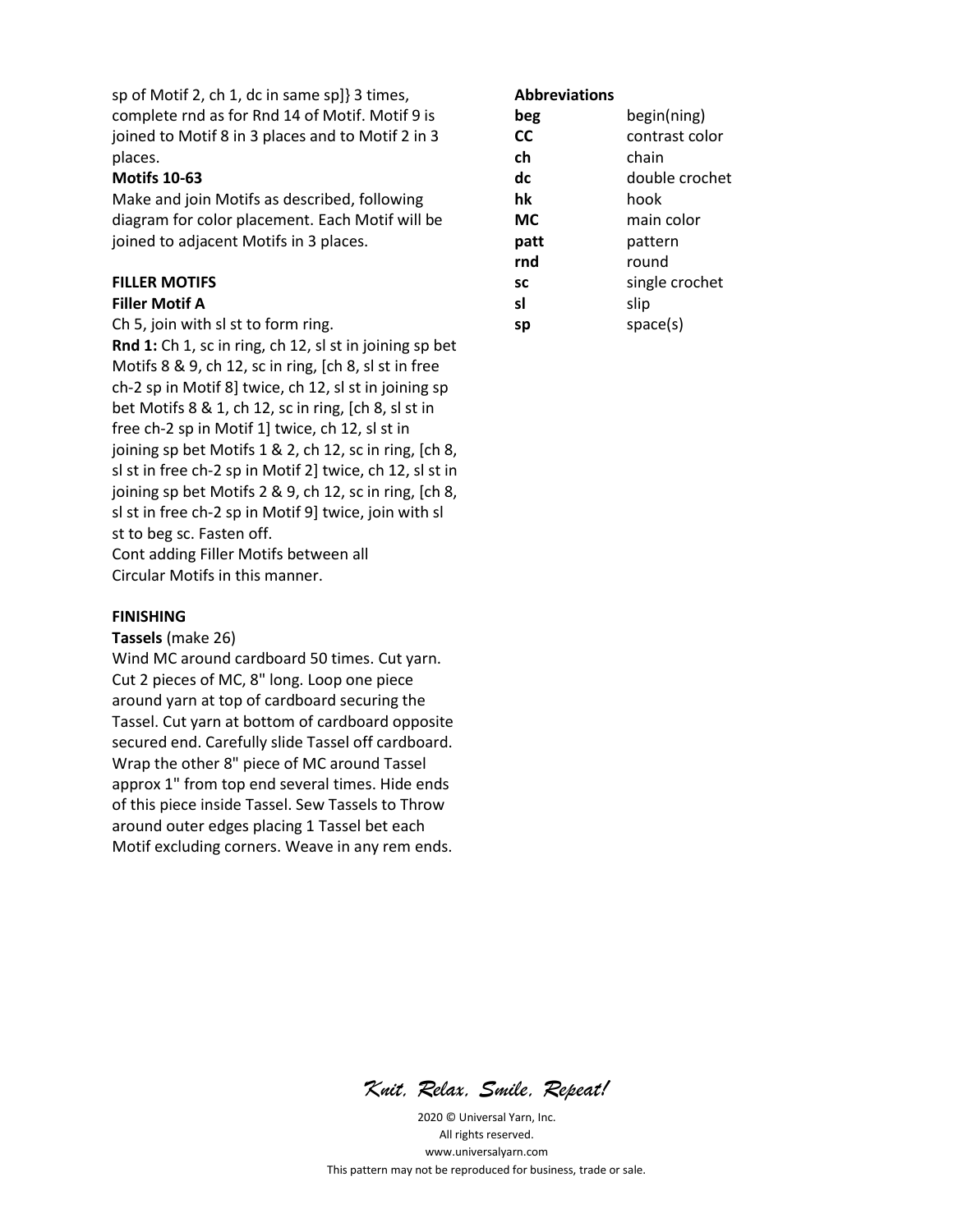sp of Motif 2, ch 1, dc in same sp]} 3 times, complete rnd as for Rnd 14 of Motif. Motif 9 is joined to Motif 8 in 3 places and to Motif 2 in 3 places.

**Motifs 10-63**

Make and join Motifs as described, following diagram for color placement. Each Motif will be joined to adjacent Motifs in 3 places.

**FILLER MOTIFS**

**Filler Motif A**

Ch 5, join with sl st to form ring.

**Rnd 1:** Ch 1, sc in ring, ch 12, sl st in joining sp bet Motifs 8 & 9, ch 12, sc in ring, [ch 8, sl st in free ch-2 sp in Motif 8] twice, ch 12, sl st in joining sp bet Motifs 8 & 1, ch 12, sc in ring, [ch 8, sl st in free ch-2 sp in Motif 1] twice, ch 12, sl st in joining sp bet Motifs 1 & 2, ch 12, sc in ring, [ch 8, sl st in free ch-2 sp in Motif 2] twice, ch 12, sl st in joining sp bet Motifs 2 & 9, ch 12, sc in ring, [ch 8, sl st in free ch-2 sp in Motif 9] twice, join with sl st to beg sc. Fasten off.

Cont adding Filler Motifs between all Circular Motifs in this manner.

**FINISHING**

**Tassels** (make 26)

Wind MC around cardboard 50 times. Cut yarn. Cut 2 pieces of MC, 8" long. Loop one piece around yarn at top of cardboard securing the Tassel. Cut yarn at bottom of cardboard opposite secured end. Carefully slide Tassel off cardboard. Wrap the other 8" piece of MC around Tassel approx 1" from top end several times. Hide ends of this piece inside Tassel. Sew Tassels to Throw around outer edges placing 1 Tassel bet each Motif excluding corners. Weave in any rem ends.

**Abbreviations**

| | |
|---|---|
| **beg** | begin(ning) |
| **CC** | contrast color |
| **ch** | chain |
| **dc** | double crochet |
| **hk** | hook |
| **MC** | main color |
| **patt** | pattern |
| **rnd** | round |
| **sc** | single crochet |
| **sl** | slip |
| **sp** | space(s) |

*Knit, Relax, Smile, Repeat!*

2020 © Universal Yarn, Inc.
All rights reserved.
www.universalyarn.com
This pattern may not be reproduced for business, trade or sale.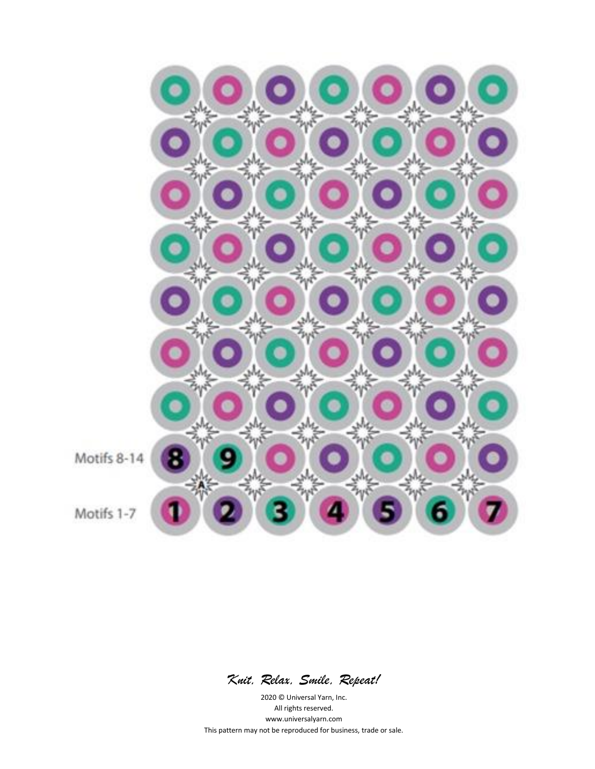Motifs 8-14

Motifs 1-7

1 2 3 4 5 6 7

8 9

A

*Knit, Relax, Smile, Repeat!*

2020 © Universal Yarn, Inc.
All rights reserved.
www.universalyarn.com
This pattern may not be reproduced for business, trade or sale.